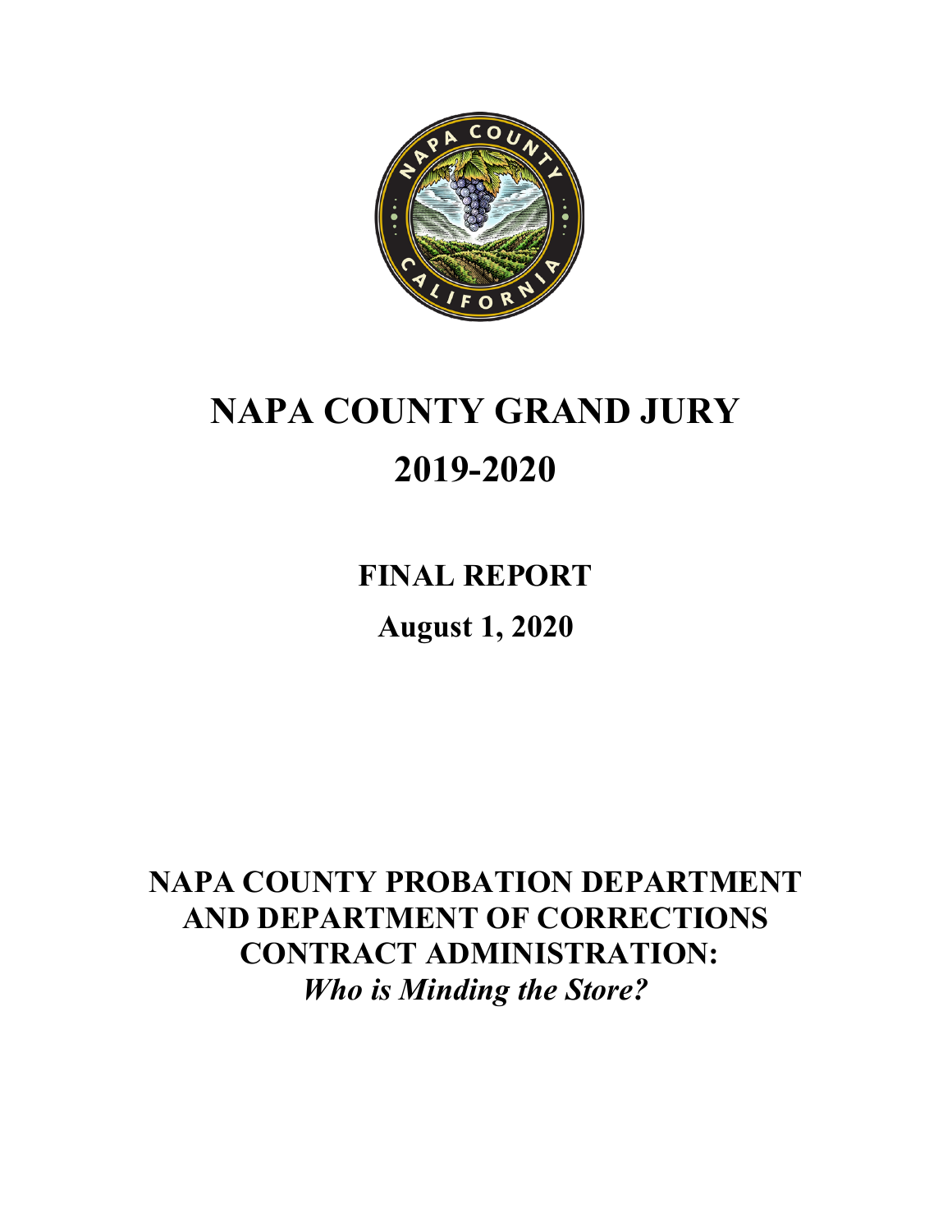# NAPA COUNTY GRAND JURY

# 2019-2020

## FINAL REPORT

## August 1, 2020

## NAPA COUNTY PROBATION DEPARTMENT AND DEPARTMENT OF CORRECTIONS CONTRACT ADMINISTRATION:

***Who is Minding the Store?***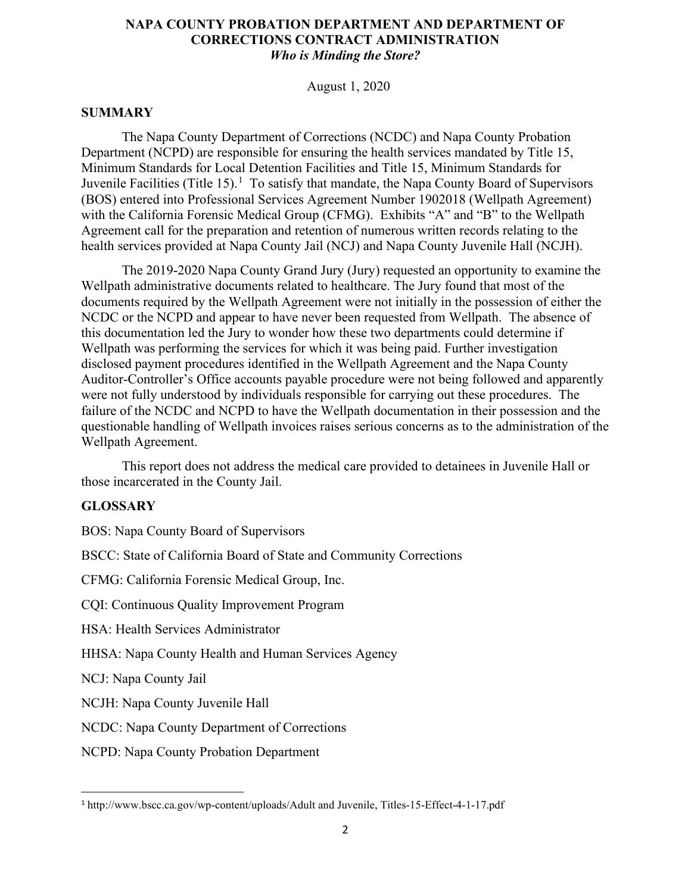# NAPA COUNTY PROBATION DEPARTMENT AND DEPARTMENT OF CORRECTIONS CONTRACT ADMINISTRATION

***Who is Minding the Store?***

August 1, 2020

## SUMMARY

The Napa County Department of Corrections (NCDC) and Napa County Probation Department (NCPD) are responsible for ensuring the health services mandated by Title 15, Minimum Standards for Local Detention Facilities and Title 15, Minimum Standards for Juvenile Facilities (Title 15).[1] To satisfy that mandate, the Napa County Board of Supervisors (BOS) entered into Professional Services Agreement Number 1902018 (Wellpath Agreement) with the California Forensic Medical Group (CFMG). Exhibits "A" and "B" to the Wellpath Agreement call for the preparation and retention of numerous written records relating to the health services provided at Napa County Jail (NCJ) and Napa County Juvenile Hall (NCJH).

The 2019-2020 Napa County Grand Jury (Jury) requested an opportunity to examine the Wellpath administrative documents related to healthcare. The Jury found that most of the documents required by the Wellpath Agreement were not initially in the possession of either the NCDC or the NCPD and appear to have never been requested from Wellpath. The absence of this documentation led the Jury to wonder how these two departments could determine if Wellpath was performing the services for which it was being paid. Further investigation disclosed payment procedures identified in the Wellpath Agreement and the Napa County Auditor-Controller's Office accounts payable procedure were not being followed and apparently were not fully understood by individuals responsible for carrying out these procedures. The failure of the NCDC and NCPD to have the Wellpath documentation in their possession and the questionable handling of Wellpath invoices raises serious concerns as to the administration of the Wellpath Agreement.

This report does not address the medical care provided to detainees in Juvenile Hall or those incarcerated in the County Jail.

## GLOSSARY

BOS: Napa County Board of Supervisors

BSCC: State of California Board of State and Community Corrections

CFMG: California Forensic Medical Group, Inc.

CQI: Continuous Quality Improvement Program

HSA: Health Services Administrator

HHSA: Napa County Health and Human Services Agency

NCJ: Napa County Jail

NCJH: Napa County Juvenile Hall

NCDC: Napa County Department of Corrections

NCPD: Napa County Probation Department

---

[1] http://www.bscc.ca.gov/wp-content/uploads/Adult and Juvenile, Titles-15-Effect-4-1-17.pdf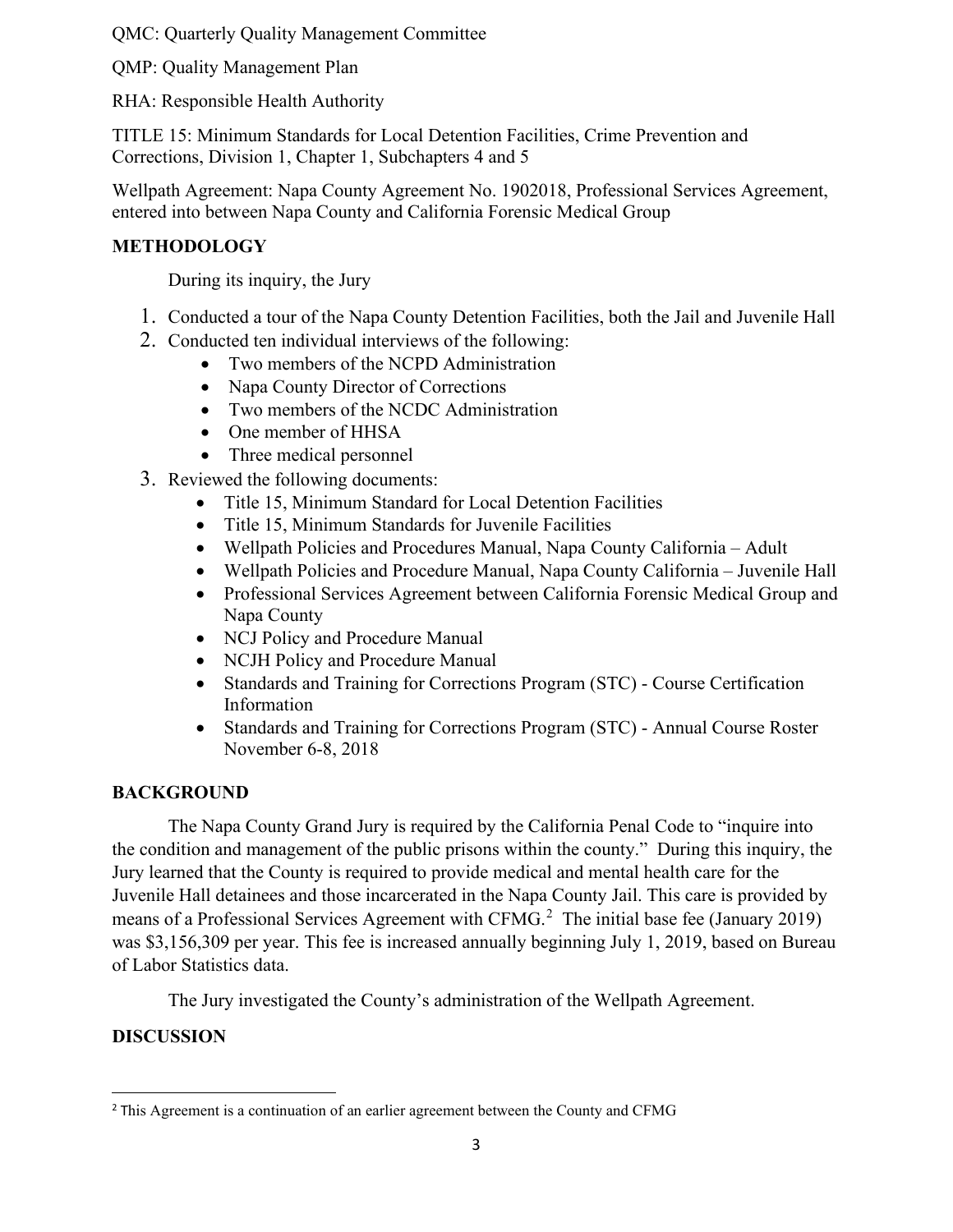QMC: Quarterly Quality Management Committee

QMP: Quality Management Plan

RHA: Responsible Health Authority

TITLE 15: Minimum Standards for Local Detention Facilities, Crime Prevention and Corrections, Division 1, Chapter 1, Subchapters 4 and 5

Wellpath Agreement: Napa County Agreement No. 1902018, Professional Services Agreement, entered into between Napa County and California Forensic Medical Group

## METHODOLOGY

During its inquiry, the Jury

1. Conducted a tour of the Napa County Detention Facilities, both the Jail and Juvenile Hall
2. Conducted ten individual interviews of the following:
   - Two members of the NCPD Administration
   - Napa County Director of Corrections
   - Two members of the NCDC Administration
   - One member of HHSA
   - Three medical personnel
3. Reviewed the following documents:
   - Title 15, Minimum Standard for Local Detention Facilities
   - Title 15, Minimum Standards for Juvenile Facilities
   - Wellpath Policies and Procedures Manual, Napa County California – Adult
   - Wellpath Policies and Procedure Manual, Napa County California – Juvenile Hall
   - Professional Services Agreement between California Forensic Medical Group and Napa County
   - NCJ Policy and Procedure Manual
   - NCJH Policy and Procedure Manual
   - Standards and Training for Corrections Program (STC) - Course Certification Information
   - Standards and Training for Corrections Program (STC) - Annual Course Roster November 6-8, 2018

## BACKGROUND

The Napa County Grand Jury is required by the California Penal Code to "inquire into the condition and management of the public prisons within the county." During this inquiry, the Jury learned that the County is required to provide medical and mental health care for the Juvenile Hall detainees and those incarcerated in the Napa County Jail. This care is provided by means of a Professional Services Agreement with CFMG.[2] The initial base fee (January 2019) was $3,156,309 per year. This fee is increased annually beginning July 1, 2019, based on Bureau of Labor Statistics data.

The Jury investigated the County's administration of the Wellpath Agreement.

## DISCUSSION

[2] This Agreement is a continuation of an earlier agreement between the County and CFMG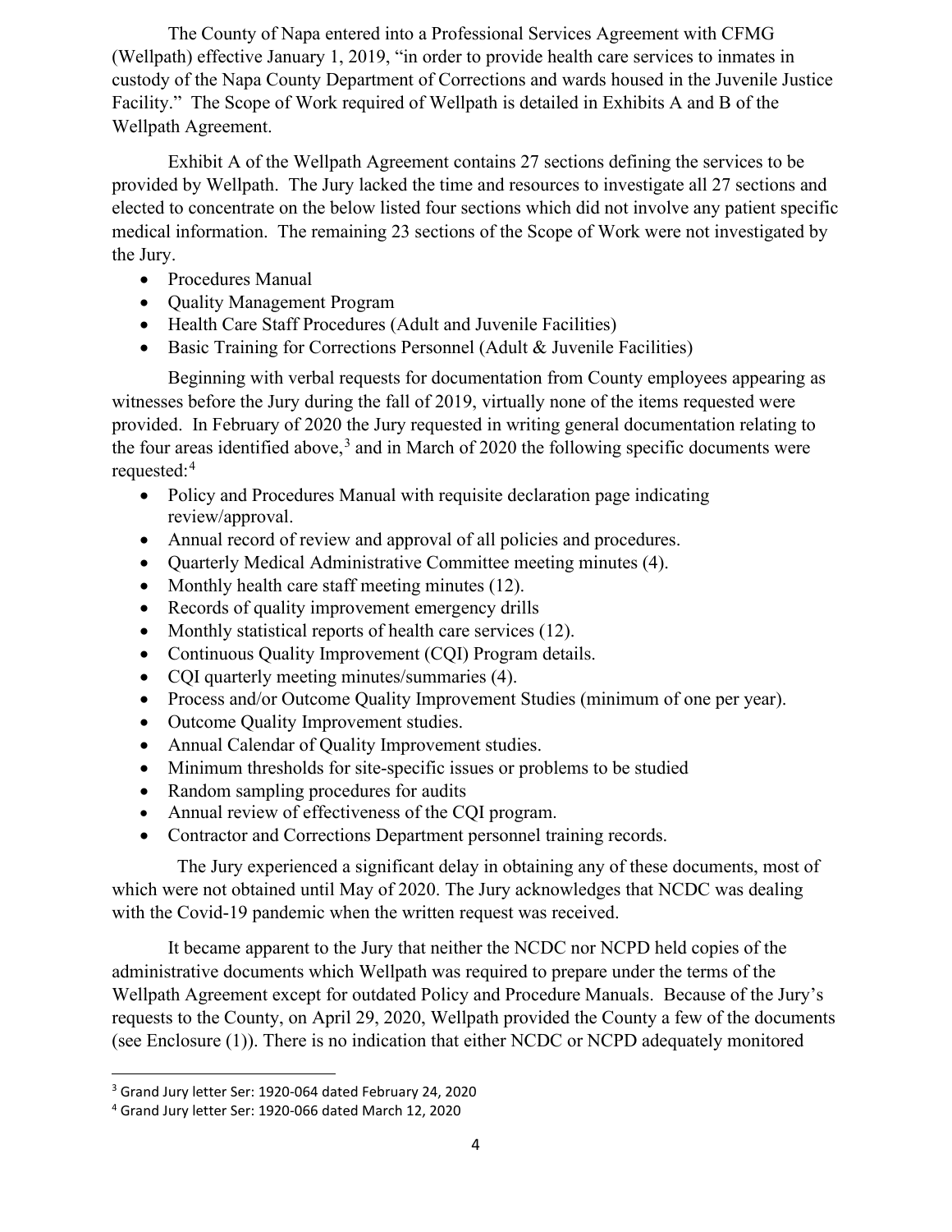The County of Napa entered into a Professional Services Agreement with CFMG (Wellpath) effective January 1, 2019, "in order to provide health care services to inmates in custody of the Napa County Department of Corrections and wards housed in the Juvenile Justice Facility." The Scope of Work required of Wellpath is detailed in Exhibits A and B of the Wellpath Agreement.

Exhibit A of the Wellpath Agreement contains 27 sections defining the services to be provided by Wellpath. The Jury lacked the time and resources to investigate all 27 sections and elected to concentrate on the below listed four sections which did not involve any patient specific medical information. The remaining 23 sections of the Scope of Work were not investigated by the Jury.

- Procedures Manual
- Quality Management Program
- Health Care Staff Procedures (Adult and Juvenile Facilities)
- Basic Training for Corrections Personnel (Adult & Juvenile Facilities)

Beginning with verbal requests for documentation from County employees appearing as witnesses before the Jury during the fall of 2019, virtually none of the items requested were provided. In February of 2020 the Jury requested in writing general documentation relating to the four areas identified above,[3] and in March of 2020 the following specific documents were requested:[4]

- Policy and Procedures Manual with requisite declaration page indicating review/approval.
- Annual record of review and approval of all policies and procedures.
- Quarterly Medical Administrative Committee meeting minutes (4).
- Monthly health care staff meeting minutes (12).
- Records of quality improvement emergency drills
- Monthly statistical reports of health care services (12).
- Continuous Quality Improvement (CQI) Program details.
- CQI quarterly meeting minutes/summaries (4).
- Process and/or Outcome Quality Improvement Studies (minimum of one per year).
- Outcome Quality Improvement studies.
- Annual Calendar of Quality Improvement studies.
- Minimum thresholds for site-specific issues or problems to be studied
- Random sampling procedures for audits
- Annual review of effectiveness of the CQI program.
- Contractor and Corrections Department personnel training records.

The Jury experienced a significant delay in obtaining any of these documents, most of which were not obtained until May of 2020. The Jury acknowledges that NCDC was dealing with the Covid-19 pandemic when the written request was received.

It became apparent to the Jury that neither the NCDC nor NCPD held copies of the administrative documents which Wellpath was required to prepare under the terms of the Wellpath Agreement except for outdated Policy and Procedure Manuals. Because of the Jury's requests to the County, on April 29, 2020, Wellpath provided the County a few of the documents (see Enclosure (1)). There is no indication that either NCDC or NCPD adequately monitored

[3] Grand Jury letter Ser: 1920-064 dated February 24, 2020

[4] Grand Jury letter Ser: 1920-066 dated March 12, 2020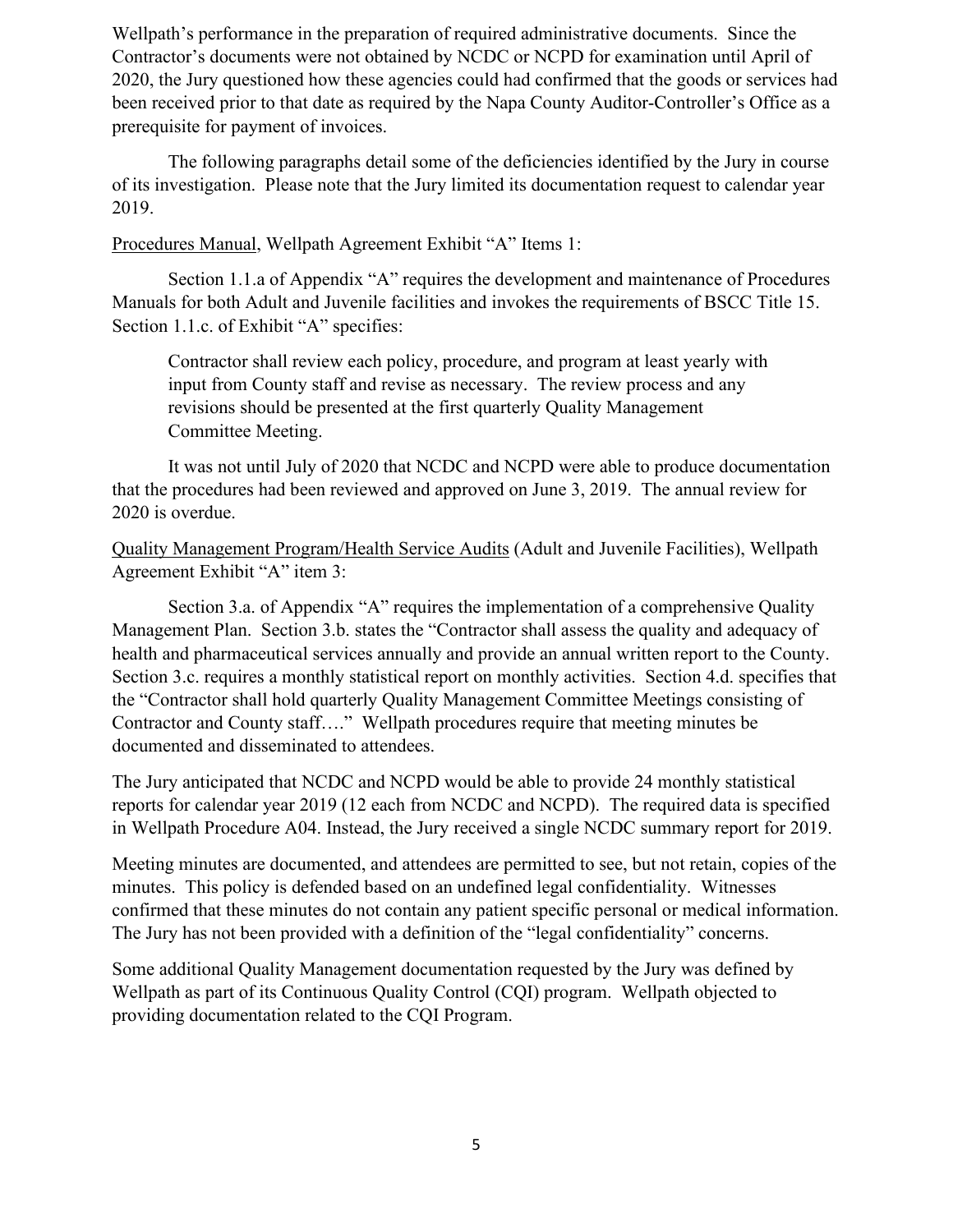Wellpath's performance in the preparation of required administrative documents. Since the Contractor's documents were not obtained by NCDC or NCPD for examination until April of 2020, the Jury questioned how these agencies could had confirmed that the goods or services had been received prior to that date as required by the Napa County Auditor-Controller's Office as a prerequisite for payment of invoices.

The following paragraphs detail some of the deficiencies identified by the Jury in course of its investigation. Please note that the Jury limited its documentation request to calendar year 2019.

Procedures Manual, Wellpath Agreement Exhibit "A" Items 1:

Section 1.1.a of Appendix "A" requires the development and maintenance of Procedures Manuals for both Adult and Juvenile facilities and invokes the requirements of BSCC Title 15. Section 1.1.c. of Exhibit "A" specifies:

> Contractor shall review each policy, procedure, and program at least yearly with input from County staff and revise as necessary. The review process and any revisions should be presented at the first quarterly Quality Management Committee Meeting.

It was not until July of 2020 that NCDC and NCPD were able to produce documentation that the procedures had been reviewed and approved on June 3, 2019. The annual review for 2020 is overdue.

Quality Management Program/Health Service Audits (Adult and Juvenile Facilities), Wellpath Agreement Exhibit "A" item 3:

Section 3.a. of Appendix "A" requires the implementation of a comprehensive Quality Management Plan. Section 3.b. states the "Contractor shall assess the quality and adequacy of health and pharmaceutical services annually and provide an annual written report to the County. Section 3.c. requires a monthly statistical report on monthly activities. Section 4.d. specifies that the "Contractor shall hold quarterly Quality Management Committee Meetings consisting of Contractor and County staff…." Wellpath procedures require that meeting minutes be documented and disseminated to attendees.

The Jury anticipated that NCDC and NCPD would be able to provide 24 monthly statistical reports for calendar year 2019 (12 each from NCDC and NCPD). The required data is specified in Wellpath Procedure A04. Instead, the Jury received a single NCDC summary report for 2019.

Meeting minutes are documented, and attendees are permitted to see, but not retain, copies of the minutes. This policy is defended based on an undefined legal confidentiality. Witnesses confirmed that these minutes do not contain any patient specific personal or medical information. The Jury has not been provided with a definition of the "legal confidentiality" concerns.

Some additional Quality Management documentation requested by the Jury was defined by Wellpath as part of its Continuous Quality Control (CQI) program. Wellpath objected to providing documentation related to the CQI Program.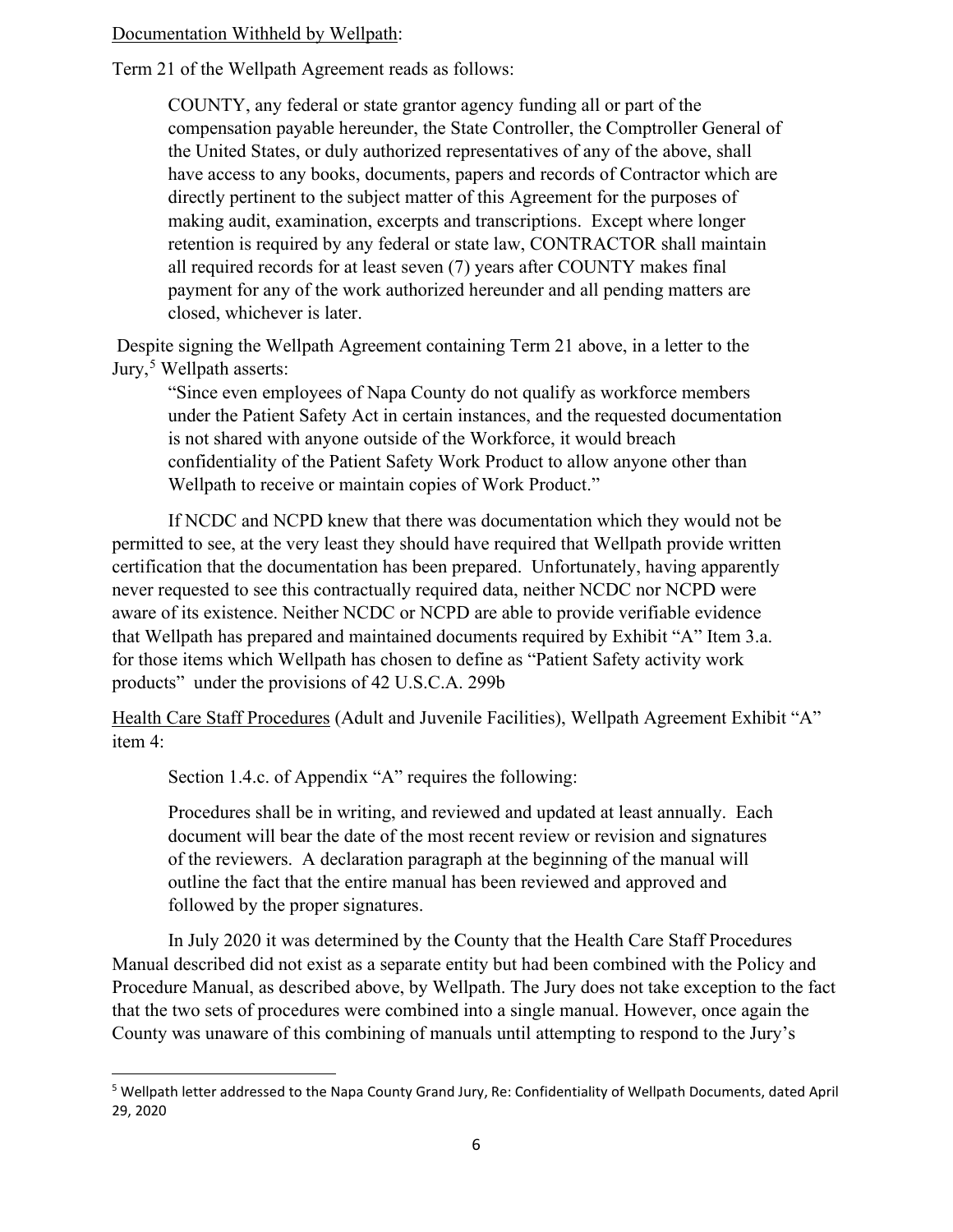Documentation Withheld by Wellpath:

Term 21 of the Wellpath Agreement reads as follows:

> COUNTY, any federal or state grantor agency funding all or part of the compensation payable hereunder, the State Controller, the Comptroller General of the United States, or duly authorized representatives of any of the above, shall have access to any books, documents, papers and records of Contractor which are directly pertinent to the subject matter of this Agreement for the purposes of making audit, examination, excerpts and transcriptions. Except where longer retention is required by any federal or state law, CONTRACTOR shall maintain all required records for at least seven (7) years after COUNTY makes final payment for any of the work authorized hereunder and all pending matters are closed, whichever is later.

Despite signing the Wellpath Agreement containing Term 21 above, in a letter to the Jury,[5] Wellpath asserts:

> "Since even employees of Napa County do not qualify as workforce members under the Patient Safety Act in certain instances, and the requested documentation is not shared with anyone outside of the Workforce, it would breach confidentiality of the Patient Safety Work Product to allow anyone other than Wellpath to receive or maintain copies of Work Product."

If NCDC and NCPD knew that there was documentation which they would not be permitted to see, at the very least they should have required that Wellpath provide written certification that the documentation has been prepared. Unfortunately, having apparently never requested to see this contractually required data, neither NCDC nor NCPD were aware of its existence. Neither NCDC or NCPD are able to provide verifiable evidence that Wellpath has prepared and maintained documents required by Exhibit "A" Item 3.a. for those items which Wellpath has chosen to define as "Patient Safety activity work products" under the provisions of 42 U.S.C.A. 299b

Health Care Staff Procedures (Adult and Juvenile Facilities), Wellpath Agreement Exhibit "A" item 4:

> Section 1.4.c. of Appendix "A" requires the following:
>
> Procedures shall be in writing, and reviewed and updated at least annually. Each document will bear the date of the most recent review or revision and signatures of the reviewers. A declaration paragraph at the beginning of the manual will outline the fact that the entire manual has been reviewed and approved and followed by the proper signatures.

In July 2020 it was determined by the County that the Health Care Staff Procedures Manual described did not exist as a separate entity but had been combined with the Policy and Procedure Manual, as described above, by Wellpath. The Jury does not take exception to the fact that the two sets of procedures were combined into a single manual. However, once again the County was unaware of this combining of manuals until attempting to respond to the Jury's

[5] Wellpath letter addressed to the Napa County Grand Jury, Re: Confidentiality of Wellpath Documents, dated April 29, 2020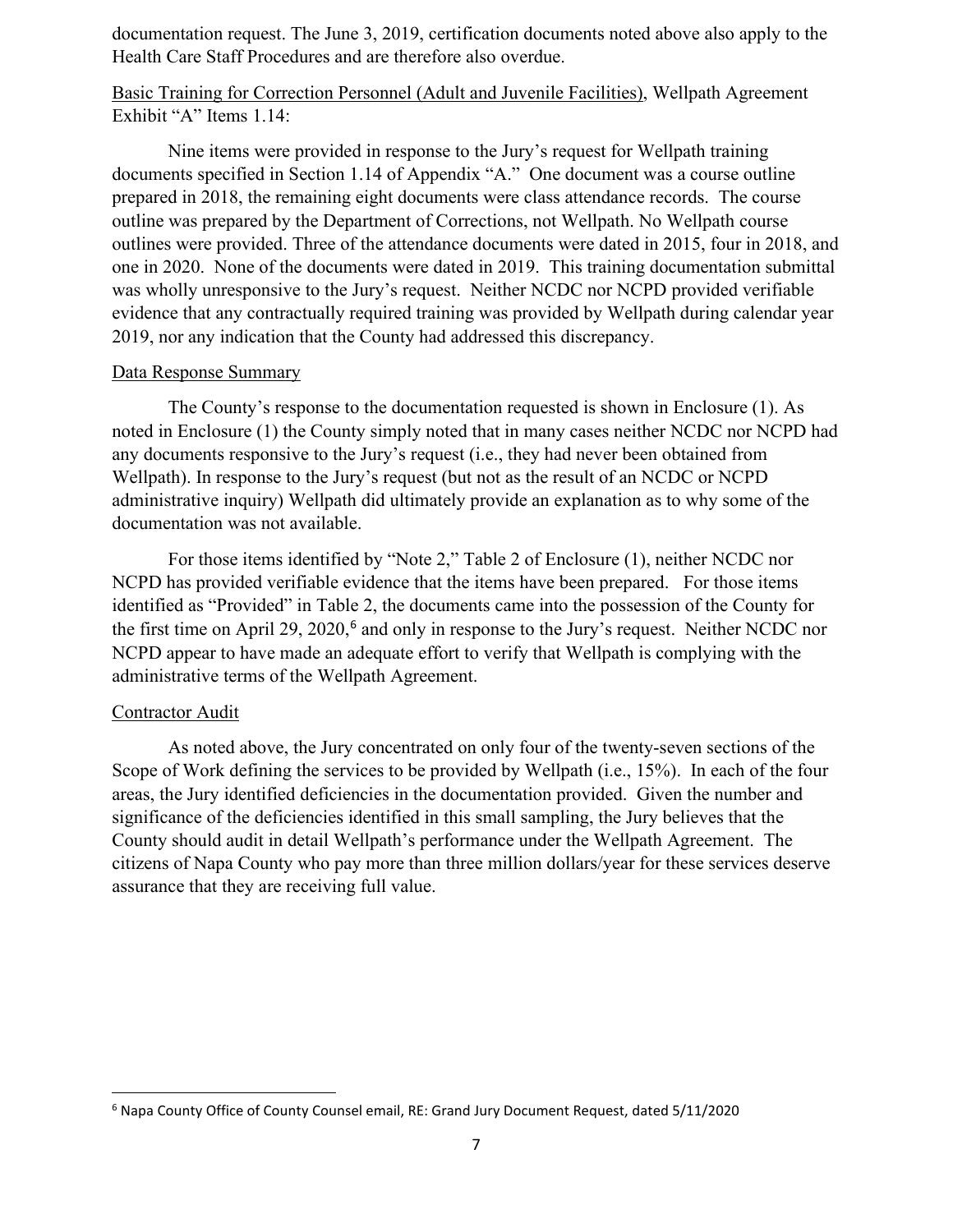documentation request. The June 3, 2019, certification documents noted above also apply to the Health Care Staff Procedures and are therefore also overdue.

Basic Training for Correction Personnel (Adult and Juvenile Facilities), Wellpath Agreement Exhibit "A" Items 1.14:

Nine items were provided in response to the Jury's request for Wellpath training documents specified in Section 1.14 of Appendix "A." One document was a course outline prepared in 2018, the remaining eight documents were class attendance records. The course outline was prepared by the Department of Corrections, not Wellpath. No Wellpath course outlines were provided. Three of the attendance documents were dated in 2015, four in 2018, and one in 2020. None of the documents were dated in 2019. This training documentation submittal was wholly unresponsive to the Jury's request. Neither NCDC nor NCPD provided verifiable evidence that any contractually required training was provided by Wellpath during calendar year 2019, nor any indication that the County had addressed this discrepancy.

Data Response Summary

The County's response to the documentation requested is shown in Enclosure (1). As noted in Enclosure (1) the County simply noted that in many cases neither NCDC nor NCPD had any documents responsive to the Jury's request (i.e., they had never been obtained from Wellpath). In response to the Jury's request (but not as the result of an NCDC or NCPD administrative inquiry) Wellpath did ultimately provide an explanation as to why some of the documentation was not available.

For those items identified by "Note 2," Table 2 of Enclosure (1), neither NCDC nor NCPD has provided verifiable evidence that the items have been prepared. For those items identified as "Provided" in Table 2, the documents came into the possession of the County for the first time on April 29, 2020,[6] and only in response to the Jury's request. Neither NCDC nor NCPD appear to have made an adequate effort to verify that Wellpath is complying with the administrative terms of the Wellpath Agreement.

Contractor Audit

As noted above, the Jury concentrated on only four of the twenty-seven sections of the Scope of Work defining the services to be provided by Wellpath (i.e., 15%). In each of the four areas, the Jury identified deficiencies in the documentation provided. Given the number and significance of the deficiencies identified in this small sampling, the Jury believes that the County should audit in detail Wellpath's performance under the Wellpath Agreement. The citizens of Napa County who pay more than three million dollars/year for these services deserve assurance that they are receiving full value.

[6] Napa County Office of County Counsel email, RE: Grand Jury Document Request, dated 5/11/2020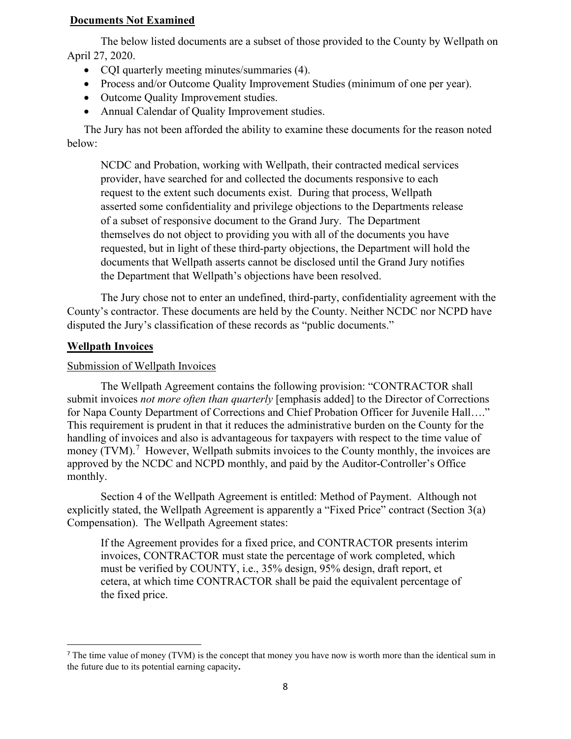**Documents Not Examined**

The below listed documents are a subset of those provided to the County by Wellpath on April 27, 2020.

- CQI quarterly meeting minutes/summaries (4).
- Process and/or Outcome Quality Improvement Studies (minimum of one per year).
- Outcome Quality Improvement studies.
- Annual Calendar of Quality Improvement studies.

The Jury has not been afforded the ability to examine these documents for the reason noted below:

> NCDC and Probation, working with Wellpath, their contracted medical services provider, have searched for and collected the documents responsive to each request to the extent such documents exist. During that process, Wellpath asserted some confidentiality and privilege objections to the Departments release of a subset of responsive document to the Grand Jury. The Department themselves do not object to providing you with all of the documents you have requested, but in light of these third-party objections, the Department will hold the documents that Wellpath asserts cannot be disclosed until the Grand Jury notifies the Department that Wellpath's objections have been resolved.

The Jury chose not to enter an undefined, third-party, confidentiality agreement with the County's contractor. These documents are held by the County. Neither NCDC nor NCPD have disputed the Jury's classification of these records as "public documents."

**Wellpath Invoices**

Submission of Wellpath Invoices

The Wellpath Agreement contains the following provision: "CONTRACTOR shall submit invoices *not more often than quarterly* [emphasis added] to the Director of Corrections for Napa County Department of Corrections and Chief Probation Officer for Juvenile Hall…." This requirement is prudent in that it reduces the administrative burden on the County for the handling of invoices and also is advantageous for taxpayers with respect to the time value of money (TVM).[7] However, Wellpath submits invoices to the County monthly, the invoices are approved by the NCDC and NCPD monthly, and paid by the Auditor-Controller's Office monthly.

Section 4 of the Wellpath Agreement is entitled: Method of Payment. Although not explicitly stated, the Wellpath Agreement is apparently a "Fixed Price" contract (Section 3(a) Compensation). The Wellpath Agreement states:

> If the Agreement provides for a fixed price, and CONTRACTOR presents interim invoices, CONTRACTOR must state the percentage of work completed, which must be verified by COUNTY, i.e., 35% design, 95% design, draft report, et cetera, at which time CONTRACTOR shall be paid the equivalent percentage of the fixed price.

---

[7] The time value of money (TVM) is the concept that money you have now is worth more than the identical sum in the future due to its potential earning capacity**.**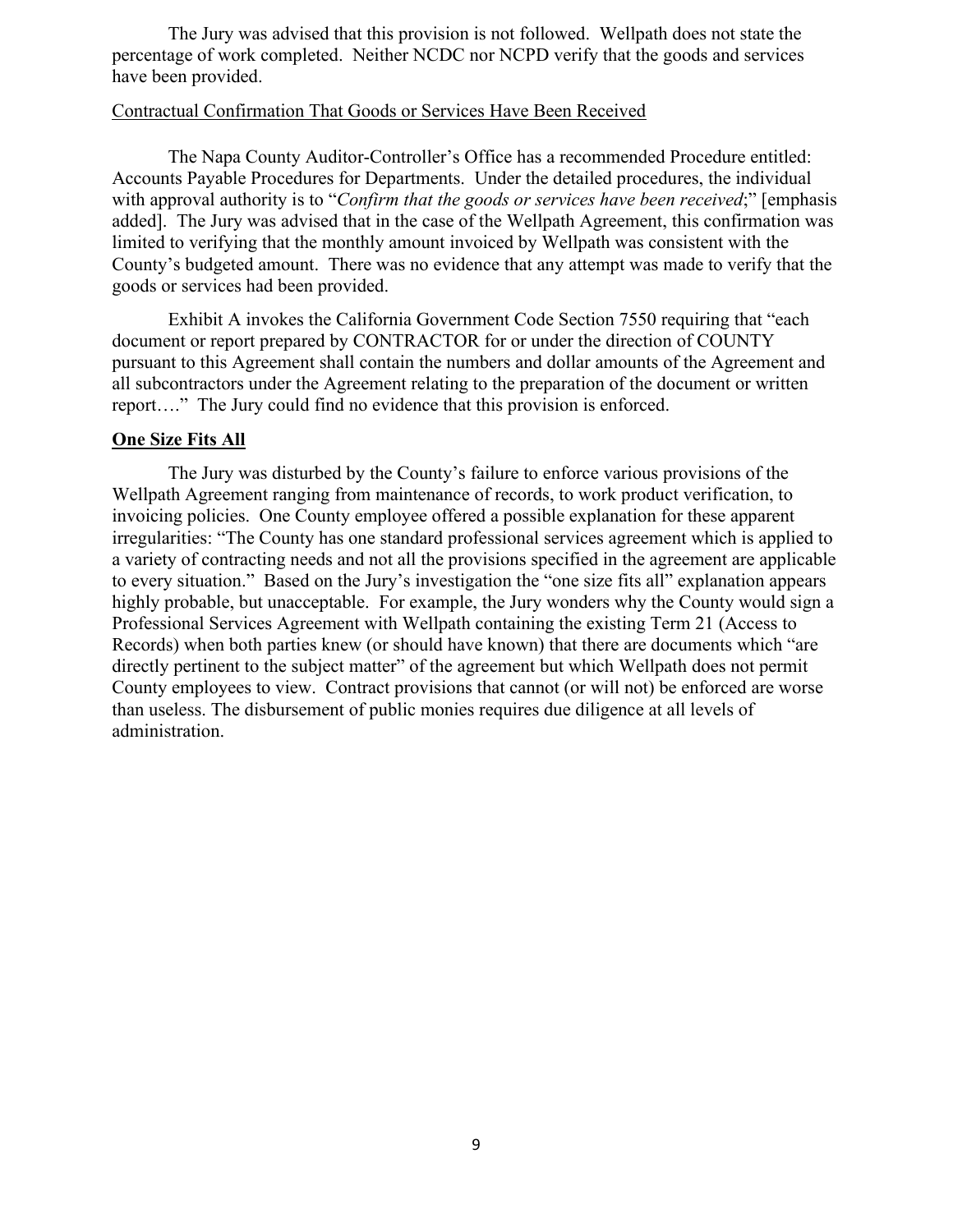The Jury was advised that this provision is not followed. Wellpath does not state the percentage of work completed. Neither NCDC nor NCPD verify that the goods and services have been provided.

Contractual Confirmation That Goods or Services Have Been Received

The Napa County Auditor-Controller's Office has a recommended Procedure entitled: Accounts Payable Procedures for Departments. Under the detailed procedures, the individual with approval authority is to "*Confirm that the goods or services have been received*;" [emphasis added]. The Jury was advised that in the case of the Wellpath Agreement, this confirmation was limited to verifying that the monthly amount invoiced by Wellpath was consistent with the County's budgeted amount. There was no evidence that any attempt was made to verify that the goods or services had been provided.

Exhibit A invokes the California Government Code Section 7550 requiring that "each document or report prepared by CONTRACTOR for or under the direction of COUNTY pursuant to this Agreement shall contain the numbers and dollar amounts of the Agreement and all subcontractors under the Agreement relating to the preparation of the document or written report…." The Jury could find no evidence that this provision is enforced.

**One Size Fits All**

The Jury was disturbed by the County's failure to enforce various provisions of the Wellpath Agreement ranging from maintenance of records, to work product verification, to invoicing policies. One County employee offered a possible explanation for these apparent irregularities: "The County has one standard professional services agreement which is applied to a variety of contracting needs and not all the provisions specified in the agreement are applicable to every situation." Based on the Jury's investigation the "one size fits all" explanation appears highly probable, but unacceptable. For example, the Jury wonders why the County would sign a Professional Services Agreement with Wellpath containing the existing Term 21 (Access to Records) when both parties knew (or should have known) that there are documents which "are directly pertinent to the subject matter" of the agreement but which Wellpath does not permit County employees to view. Contract provisions that cannot (or will not) be enforced are worse than useless. The disbursement of public monies requires due diligence at all levels of administration.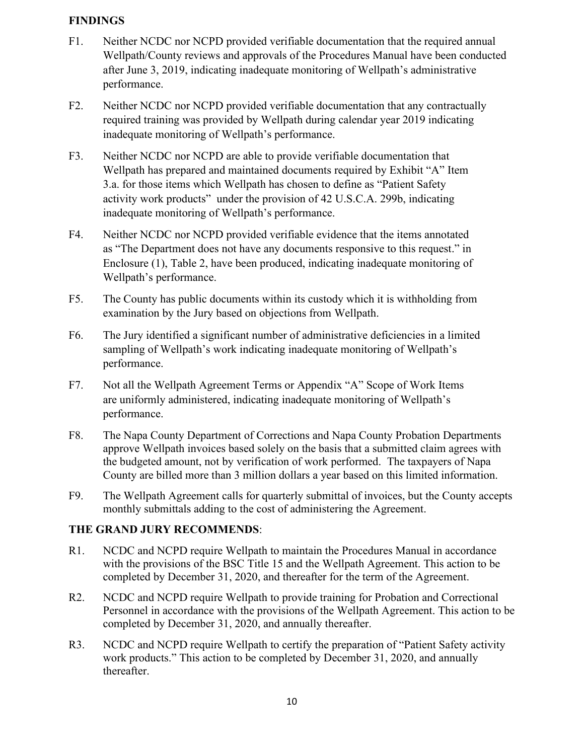## FINDINGS

F1. Neither NCDC nor NCPD provided verifiable documentation that the required annual Wellpath/County reviews and approvals of the Procedures Manual have been conducted after June 3, 2019, indicating inadequate monitoring of Wellpath's administrative performance.

F2. Neither NCDC nor NCPD provided verifiable documentation that any contractually required training was provided by Wellpath during calendar year 2019 indicating inadequate monitoring of Wellpath's performance.

F3. Neither NCDC nor NCPD are able to provide verifiable documentation that Wellpath has prepared and maintained documents required by Exhibit "A" Item 3.a. for those items which Wellpath has chosen to define as "Patient Safety activity work products" under the provision of 42 U.S.C.A. 299b, indicating inadequate monitoring of Wellpath's performance.

F4. Neither NCDC nor NCPD provided verifiable evidence that the items annotated as "The Department does not have any documents responsive to this request." in Enclosure (1), Table 2, have been produced, indicating inadequate monitoring of Wellpath's performance.

F5. The County has public documents within its custody which it is withholding from examination by the Jury based on objections from Wellpath.

F6. The Jury identified a significant number of administrative deficiencies in a limited sampling of Wellpath's work indicating inadequate monitoring of Wellpath's performance.

F7. Not all the Wellpath Agreement Terms or Appendix "A" Scope of Work Items are uniformly administered, indicating inadequate monitoring of Wellpath's performance.

F8. The Napa County Department of Corrections and Napa County Probation Departments approve Wellpath invoices based solely on the basis that a submitted claim agrees with the budgeted amount, not by verification of work performed. The taxpayers of Napa County are billed more than 3 million dollars a year based on this limited information.

F9. The Wellpath Agreement calls for quarterly submittal of invoices, but the County accepts monthly submittals adding to the cost of administering the Agreement.

## THE GRAND JURY RECOMMENDS:

R1. NCDC and NCPD require Wellpath to maintain the Procedures Manual in accordance with the provisions of the BSC Title 15 and the Wellpath Agreement. This action to be completed by December 31, 2020, and thereafter for the term of the Agreement.

R2. NCDC and NCPD require Wellpath to provide training for Probation and Correctional Personnel in accordance with the provisions of the Wellpath Agreement. This action to be completed by December 31, 2020, and annually thereafter.

R3. NCDC and NCPD require Wellpath to certify the preparation of "Patient Safety activity work products." This action to be completed by December 31, 2020, and annually thereafter.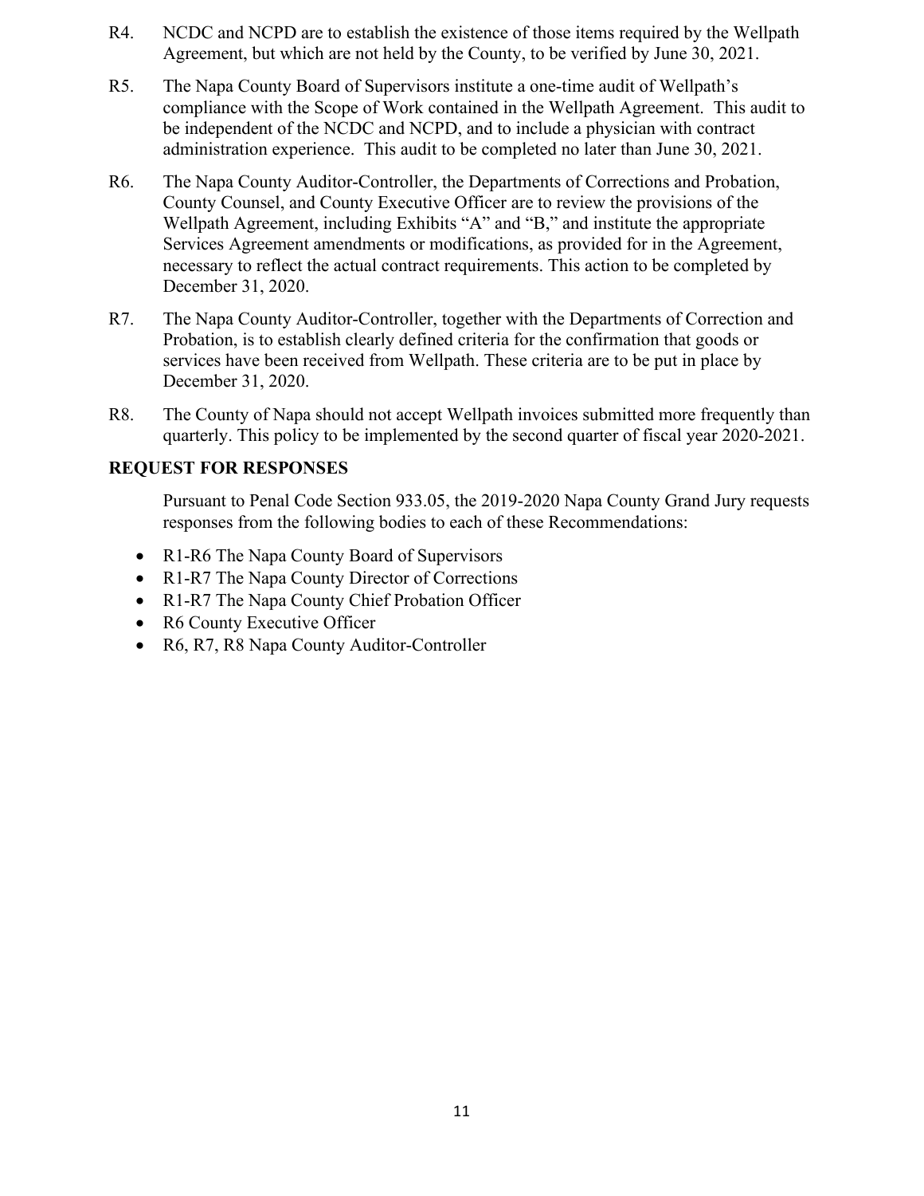R4. NCDC and NCPD are to establish the existence of those items required by the Wellpath Agreement, but which are not held by the County, to be verified by June 30, 2021.

R5. The Napa County Board of Supervisors institute a one-time audit of Wellpath's compliance with the Scope of Work contained in the Wellpath Agreement. This audit to be independent of the NCDC and NCPD, and to include a physician with contract administration experience. This audit to be completed no later than June 30, 2021.

R6. The Napa County Auditor-Controller, the Departments of Corrections and Probation, County Counsel, and County Executive Officer are to review the provisions of the Wellpath Agreement, including Exhibits "A" and "B," and institute the appropriate Services Agreement amendments or modifications, as provided for in the Agreement, necessary to reflect the actual contract requirements. This action to be completed by December 31, 2020.

R7. The Napa County Auditor-Controller, together with the Departments of Correction and Probation, is to establish clearly defined criteria for the confirmation that goods or services have been received from Wellpath. These criteria are to be put in place by December 31, 2020.

R8. The County of Napa should not accept Wellpath invoices submitted more frequently than quarterly. This policy to be implemented by the second quarter of fiscal year 2020-2021.

**REQUEST FOR RESPONSES**

Pursuant to Penal Code Section 933.05, the 2019-2020 Napa County Grand Jury requests responses from the following bodies to each of these Recommendations:

- R1-R6 The Napa County Board of Supervisors
- R1-R7 The Napa County Director of Corrections
- R1-R7 The Napa County Chief Probation Officer
- R6 County Executive Officer
- R6, R7, R8 Napa County Auditor-Controller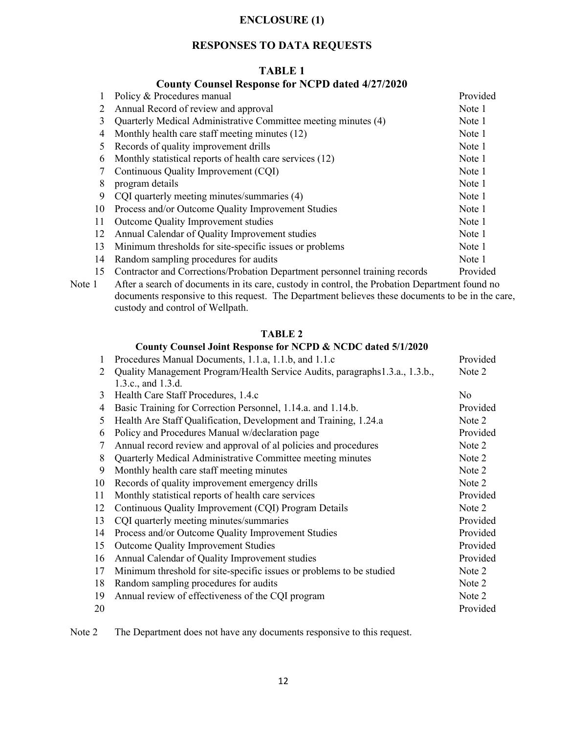# ENCLOSURE (1)

## RESPONSES TO DATA REQUESTS

### TABLE 1

### County Counsel Response for NCPD dated 4/27/2020

| | | |
|---|---|---|
| 1 | Policy & Procedures manual | Provided |
| 2 | Annual Record of review and approval | Note 1 |
| 3 | Quarterly Medical Administrative Committee meeting minutes (4) | Note 1 |
| 4 | Monthly health care staff meeting minutes (12) | Note 1 |
| 5 | Records of quality improvement drills | Note 1 |
| 6 | Monthly statistical reports of health care services (12) | Note 1 |
| 7 | Continuous Quality Improvement (CQI) | Note 1 |
| 8 | program details | Note 1 |
| 9 | CQI quarterly meeting minutes/summaries (4) | Note 1 |
| 10 | Process and/or Outcome Quality Improvement Studies | Note 1 |
| 11 | Outcome Quality Improvement studies | Note 1 |
| 12 | Annual Calendar of Quality Improvement studies | Note 1 |
| 13 | Minimum thresholds for site-specific issues or problems | Note 1 |
| 14 | Random sampling procedures for audits | Note 1 |
| 15 | Contractor and Corrections/Probation Department personnel training records | Provided |

Note 1 After a search of documents in its care, custody in control, the Probation Department found no documents responsive to this request. The Department believes these documents to be in the care, custody and control of Wellpath.

### TABLE 2

### County Counsel Joint Response for NCPD & NCDC dated 5/1/2020

| | | |
|---|---|---|
| 1 | Procedures Manual Documents, 1.1.a, 1.1.b, and 1.1.c | Provided |
| 2 | Quality Management Program/Health Service Audits, paragraphs1.3.a., 1.3.b., 1.3.c., and 1.3.d. | Note 2 |
| 3 | Health Care Staff Procedures, 1.4.c | No |
| 4 | Basic Training for Correction Personnel, 1.14.a. and 1.14.b. | Provided |
| 5 | Health Are Staff Qualification, Development and Training, 1.24.a | Note 2 |
| 6 | Policy and Procedures Manual w/declaration page | Provided |
| 7 | Annual record review and approval of al policies and procedures | Note 2 |
| 8 | Quarterly Medical Administrative Committee meeting minutes | Note 2 |
| 9 | Monthly health care staff meeting minutes | Note 2 |
| 10 | Records of quality improvement emergency drills | Note 2 |
| 11 | Monthly statistical reports of health care services | Provided |
| 12 | Continuous Quality Improvement (CQI) Program Details | Note 2 |
| 13 | CQI quarterly meeting minutes/summaries | Provided |
| 14 | Process and/or Outcome Quality Improvement Studies | Provided |
| 15 | Outcome Quality Improvement Studies | Provided |
| 16 | Annual Calendar of Quality Improvement studies | Provided |
| 17 | Minimum threshold for site-specific issues or problems to be studied | Note 2 |
| 18 | Random sampling procedures for audits | Note 2 |
| 19 | Annual review of effectiveness of the CQI program | Note 2 |
| 20 | | Provided |

Note 2 The Department does not have any documents responsive to this request.